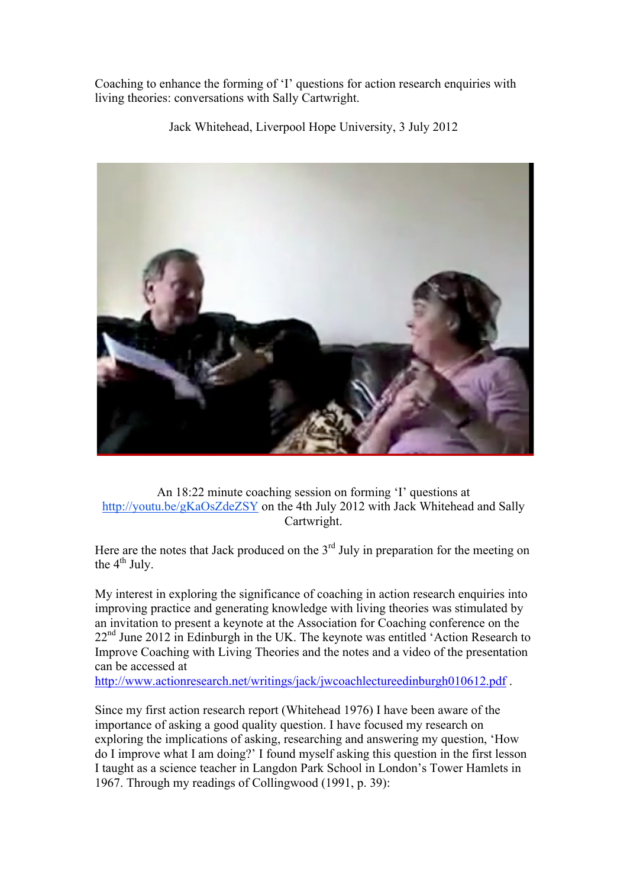Coaching to enhance the forming of 'I' questions for action research enquiries with living theories: conversations with Sally Cartwright.

Jack Whitehead, Liverpool Hope University, 3 July 2012

An 18:22 minute coaching session on forming 'I' questions at http://youtu.be/gKaOsZdeZSY on the 4th July 2012 with Jack Whitehead and Sally Cartwright.

Here are the notes that Jack produced on the 3rd July in preparation for the meeting on the 4th July.

My interest in exploring the significance of coaching in action research enquiries into improving practice and generating knowledge with living theories was stimulated by an invitation to present a keynote at the Association for Coaching conference on the 22nd June 2012 in Edinburgh in the UK. The keynote was entitled 'Action Research to Improve Coaching with Living Theories and the notes and a video of the presentation can be accessed at http://www.actionresearch.net/writings/jack/jwcoachlectureedinburgh010612.pdf .

Since my first action research report (Whitehead 1976) I have been aware of the importance of asking a good quality question. I have focused my research on exploring the implications of asking, researching and answering my question, 'How do I improve what I am doing?' I found myself asking this question in the first lesson I taught as a science teacher in Langdon Park School in London's Tower Hamlets in 1967. Through my readings of Collingwood (1991, p. 39):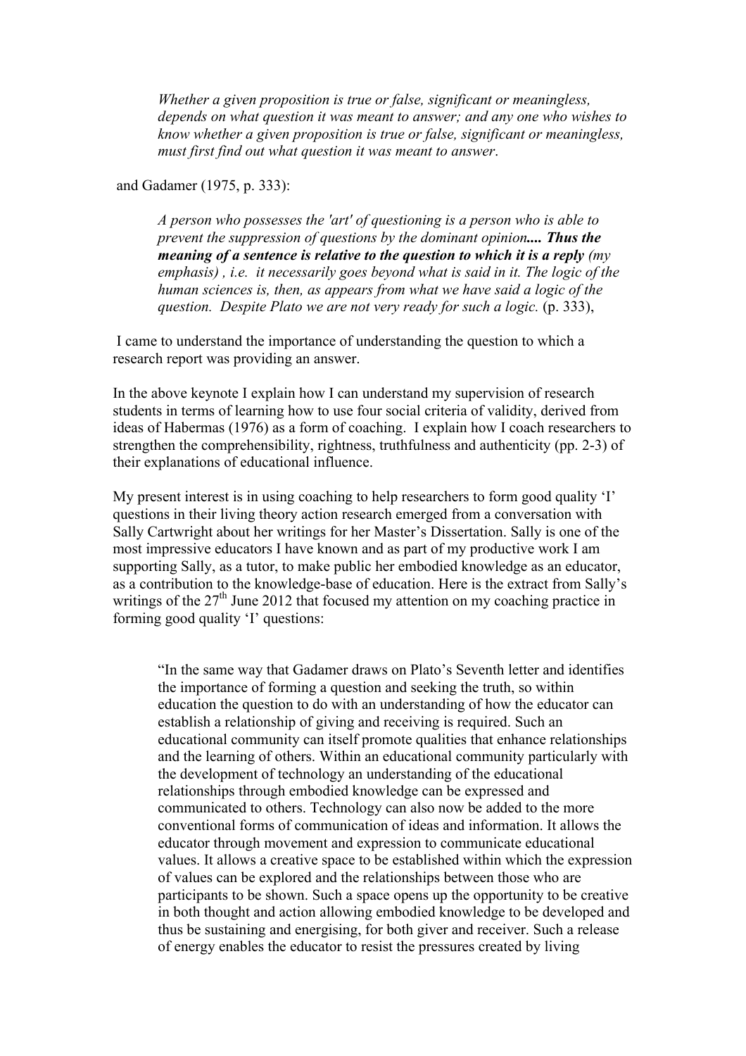> *Whether a given proposition is true or false, significant or meaningless, depends on what question it was meant to answer; and any one who wishes to know whether a given proposition is true or false, significant or meaningless, must first find out what question it was meant to answer*.

and Gadamer (1975, p. 333):

> *A person who possesses the 'art' of questioning is a person who is able to prevent the suppression of questions by the dominant opinion**.... Thus the meaning of a sentence is relative to the question to which it is a reply** (my emphasis) , i.e. it necessarily goes beyond what is said in it. The logic of the human sciences is, then, as appears from what we have said a logic of the question. Despite Plato we are not very ready for such a logic.* (p. 333),

I came to understand the importance of understanding the question to which a research report was providing an answer.

In the above keynote I explain how I can understand my supervision of research students in terms of learning how to use four social criteria of validity, derived from ideas of Habermas (1976) as a form of coaching. I explain how I coach researchers to strengthen the comprehensibility, rightness, truthfulness and authenticity (pp. 2-3) of their explanations of educational influence.

My present interest is in using coaching to help researchers to form good quality 'I' questions in their living theory action research emerged from a conversation with Sally Cartwright about her writings for her Master's Dissertation. Sally is one of the most impressive educators I have known and as part of my productive work I am supporting Sally, as a tutor, to make public her embodied knowledge as an educator, as a contribution to the knowledge-base of education. Here is the extract from Sally's writings of the 27th June 2012 that focused my attention on my coaching practice in forming good quality 'I' questions:

> "In the same way that Gadamer draws on Plato's Seventh letter and identifies the importance of forming a question and seeking the truth, so within education the question to do with an understanding of how the educator can establish a relationship of giving and receiving is required. Such an educational community can itself promote qualities that enhance relationships and the learning of others. Within an educational community particularly with the development of technology an understanding of the educational relationships through embodied knowledge can be expressed and communicated to others. Technology can also now be added to the more conventional forms of communication of ideas and information. It allows the educator through movement and expression to communicate educational values. It allows a creative space to be established within which the expression of values can be explored and the relationships between those who are participants to be shown. Such a space opens up the opportunity to be creative in both thought and action allowing embodied knowledge to be developed and thus be sustaining and energising, for both giver and receiver. Such a release of energy enables the educator to resist the pressures created by living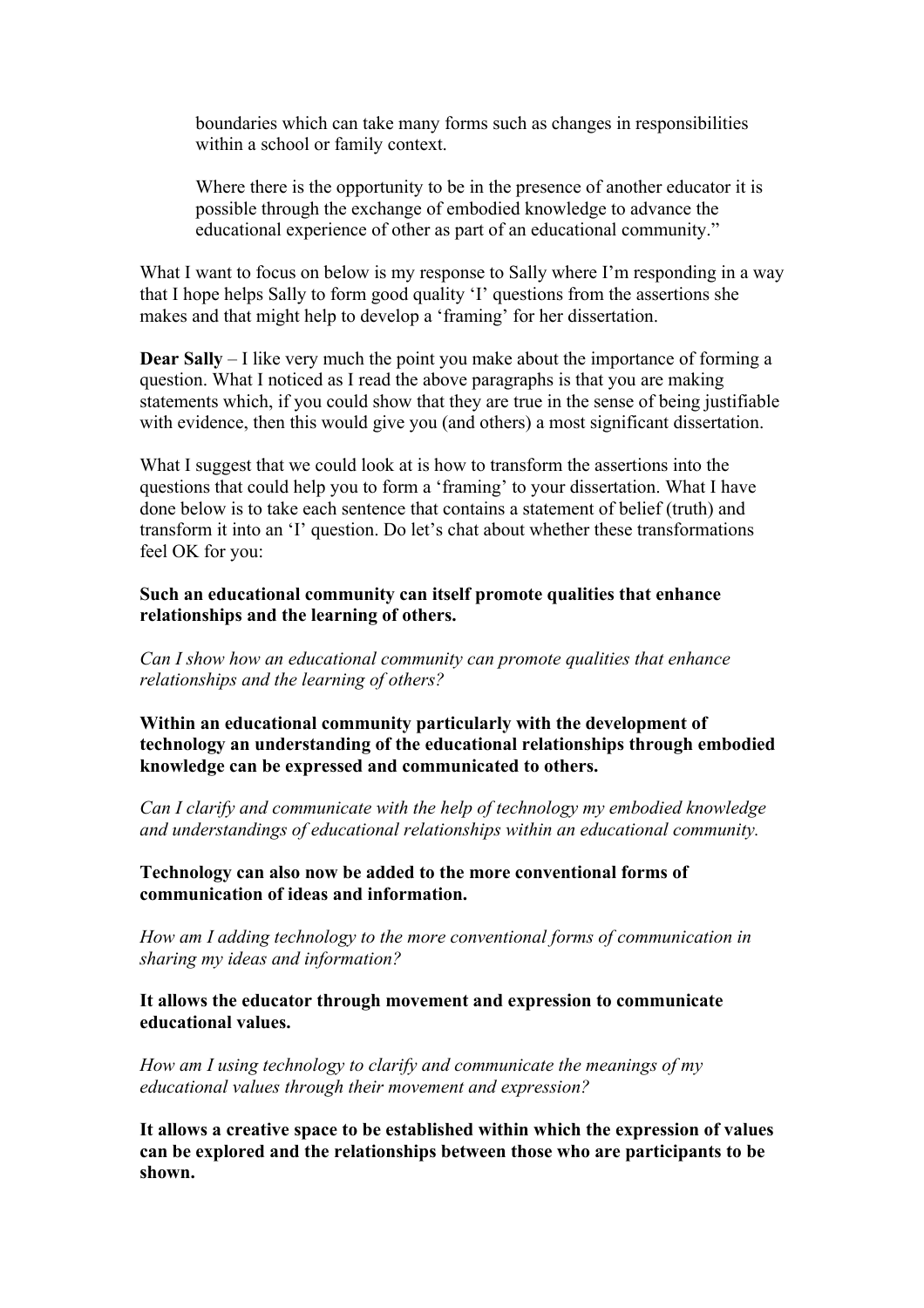boundaries which can take many forms such as changes in responsibilities within a school or family context.

> Where there is the opportunity to be in the presence of another educator it is possible through the exchange of embodied knowledge to advance the educational experience of other as part of an educational community."

What I want to focus on below is my response to Sally where I'm responding in a way that I hope helps Sally to form good quality 'I' questions from the assertions she makes and that might help to develop a 'framing' for her dissertation.

**Dear Sally** – I like very much the point you make about the importance of forming a question. What I noticed as I read the above paragraphs is that you are making statements which, if you could show that they are true in the sense of being justifiable with evidence, then this would give you (and others) a most significant dissertation.

What I suggest that we could look at is how to transform the assertions into the questions that could help you to form a 'framing' to your dissertation. What I have done below is to take each sentence that contains a statement of belief (truth) and transform it into an 'I' question. Do let's chat about whether these transformations feel OK for you:

**Such an educational community can itself promote qualities that enhance relationships and the learning of others.**

*Can I show how an educational community can promote qualities that enhance relationships and the learning of others?*

**Within an educational community particularly with the development of technology an understanding of the educational relationships through embodied knowledge can be expressed and communicated to others.**

*Can I clarify and communicate with the help of technology my embodied knowledge and understandings of educational relationships within an educational community.*

**Technology can also now be added to the more conventional forms of communication of ideas and information.**

*How am I adding technology to the more conventional forms of communication in sharing my ideas and information?*

**It allows the educator through movement and expression to communicate educational values.**

*How am I using technology to clarify and communicate the meanings of my educational values through their movement and expression?*

**It allows a creative space to be established within which the expression of values can be explored and the relationships between those who are participants to be shown.**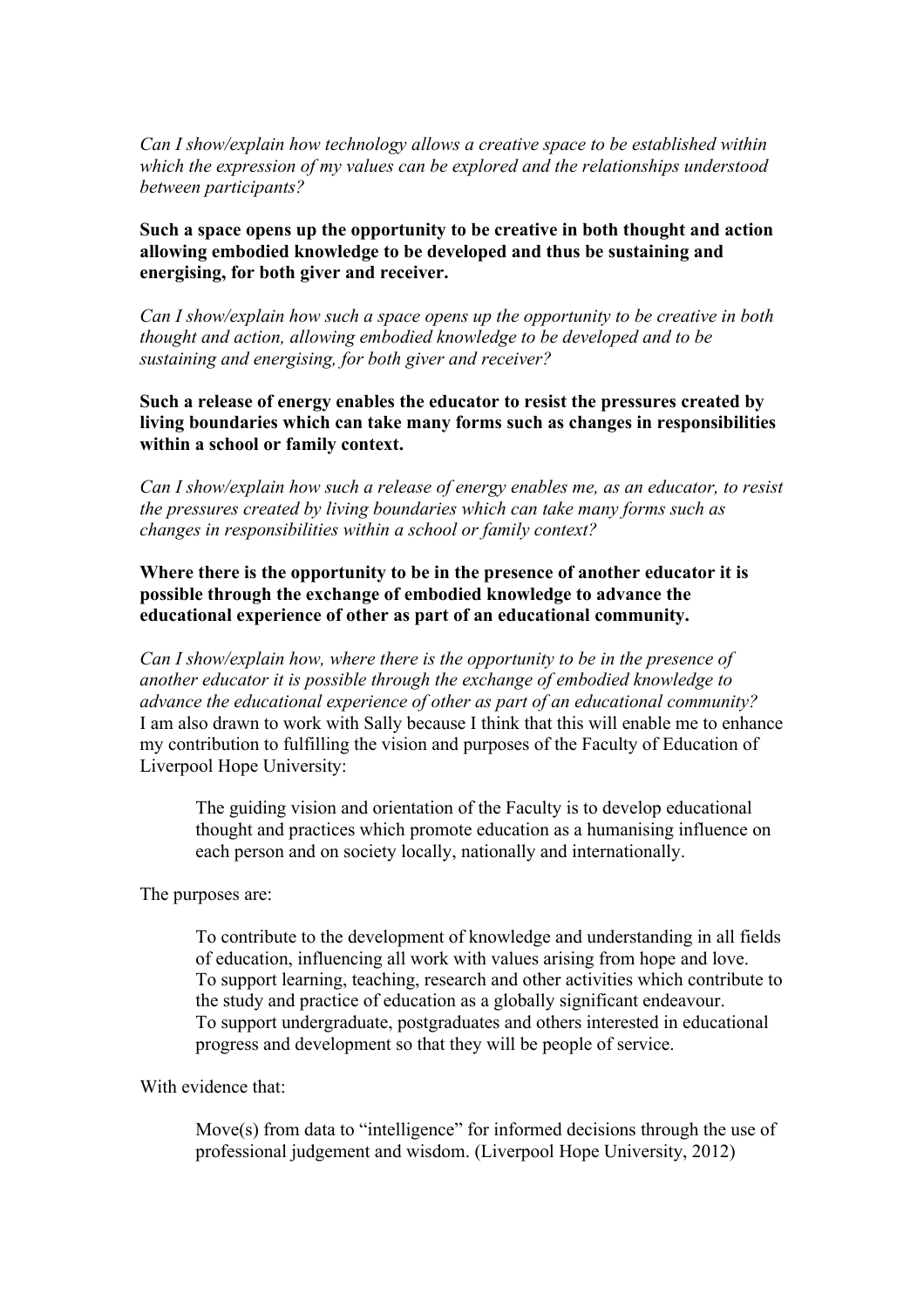*Can I show/explain how technology allows a creative space to be established within which the expression of my values can be explored and the relationships understood between participants?*

**Such a space opens up the opportunity to be creative in both thought and action allowing embodied knowledge to be developed and thus be sustaining and energising, for both giver and receiver.**

*Can I show/explain how such a space opens up the opportunity to be creative in both thought and action, allowing embodied knowledge to be developed and to be sustaining and energising, for both giver and receiver?*

**Such a release of energy enables the educator to resist the pressures created by living boundaries which can take many forms such as changes in responsibilities within a school or family context.**

*Can I show/explain how such a release of energy enables me, as an educator, to resist the pressures created by living boundaries which can take many forms such as changes in responsibilities within a school or family context?*

**Where there is the opportunity to be in the presence of another educator it is possible through the exchange of embodied knowledge to advance the educational experience of other as part of an educational community.**

*Can I show/explain how, where there is the opportunity to be in the presence of another educator it is possible through the exchange of embodied knowledge to advance the educational experience of other as part of an educational community?*
I am also drawn to work with Sally because I think that this will enable me to enhance my contribution to fulfilling the vision and purposes of the Faculty of Education of Liverpool Hope University:

> The guiding vision and orientation of the Faculty is to develop educational thought and practices which promote education as a humanising influence on each person and on society locally, nationally and internationally.

The purposes are:

> To contribute to the development of knowledge and understanding in all fields of education, influencing all work with values arising from hope and love.
> To support learning, teaching, research and other activities which contribute to the study and practice of education as a globally significant endeavour.
> To support undergraduate, postgraduates and others interested in educational progress and development so that they will be people of service.

With evidence that:

> Move(s) from data to "intelligence" for informed decisions through the use of professional judgement and wisdom. (Liverpool Hope University, 2012)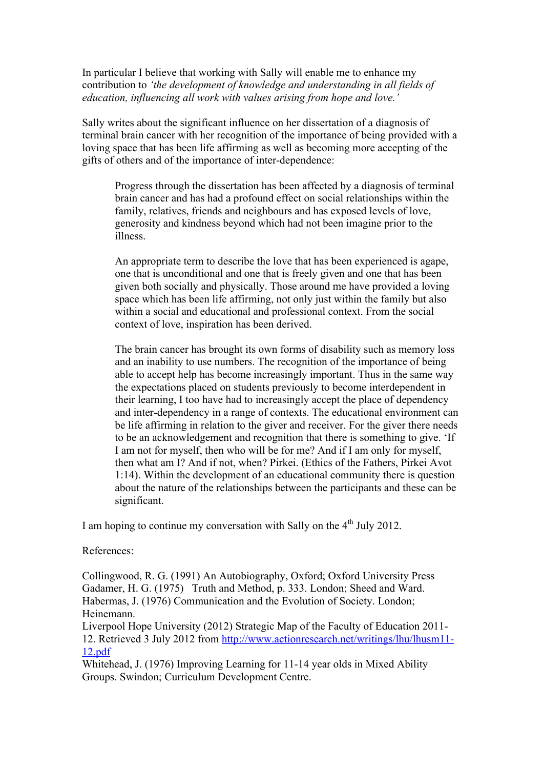In particular I believe that working with Sally will enable me to enhance my contribution to *'the development of knowledge and understanding in all fields of education, influencing all work with values arising from hope and love.'*

Sally writes about the significant influence on her dissertation of a diagnosis of terminal brain cancer with her recognition of the importance of being provided with a loving space that has been life affirming as well as becoming more accepting of the gifts of others and of the importance of inter-dependence:

> Progress through the dissertation has been affected by a diagnosis of terminal brain cancer and has had a profound effect on social relationships within the family, relatives, friends and neighbours and has exposed levels of love, generosity and kindness beyond which had not been imagine prior to the illness.
>
> An appropriate term to describe the love that has been experienced is agape, one that is unconditional and one that is freely given and one that has been given both socially and physically. Those around me have provided a loving space which has been life affirming, not only just within the family but also within a social and educational and professional context. From the social context of love, inspiration has been derived.
>
> The brain cancer has brought its own forms of disability such as memory loss and an inability to use numbers. The recognition of the importance of being able to accept help has become increasingly important. Thus in the same way the expectations placed on students previously to become interdependent in their learning, I too have had to increasingly accept the place of dependency and inter-dependency in a range of contexts. The educational environment can be life affirming in relation to the giver and receiver. For the giver there needs to be an acknowledgement and recognition that there is something to give. 'If I am not for myself, then who will be for me? And if I am only for myself, then what am I? And if not, when? Pirkei. (Ethics of the Fathers, Pirkei Avot 1:14). Within the development of an educational community there is question about the nature of the relationships between the participants and these can be significant.

I am hoping to continue my conversation with Sally on the 4th July 2012.

References:

Collingwood, R. G. (1991) An Autobiography, Oxford; Oxford University Press
Gadamer, H. G. (1975) Truth and Method, p. 333. London; Sheed and Ward.
Habermas, J. (1976) Communication and the Evolution of Society. London; Heinemann.
Liverpool Hope University (2012) Strategic Map of the Faculty of Education 2011-12. Retrieved 3 July 2012 from [http://www.actionresearch.net/writings/lhu/lhusm11-12.pdf](http://www.actionresearch.net/writings/lhu/lhusm11-12.pdf)
Whitehead, J. (1976) Improving Learning for 11-14 year olds in Mixed Ability Groups. Swindon; Curriculum Development Centre.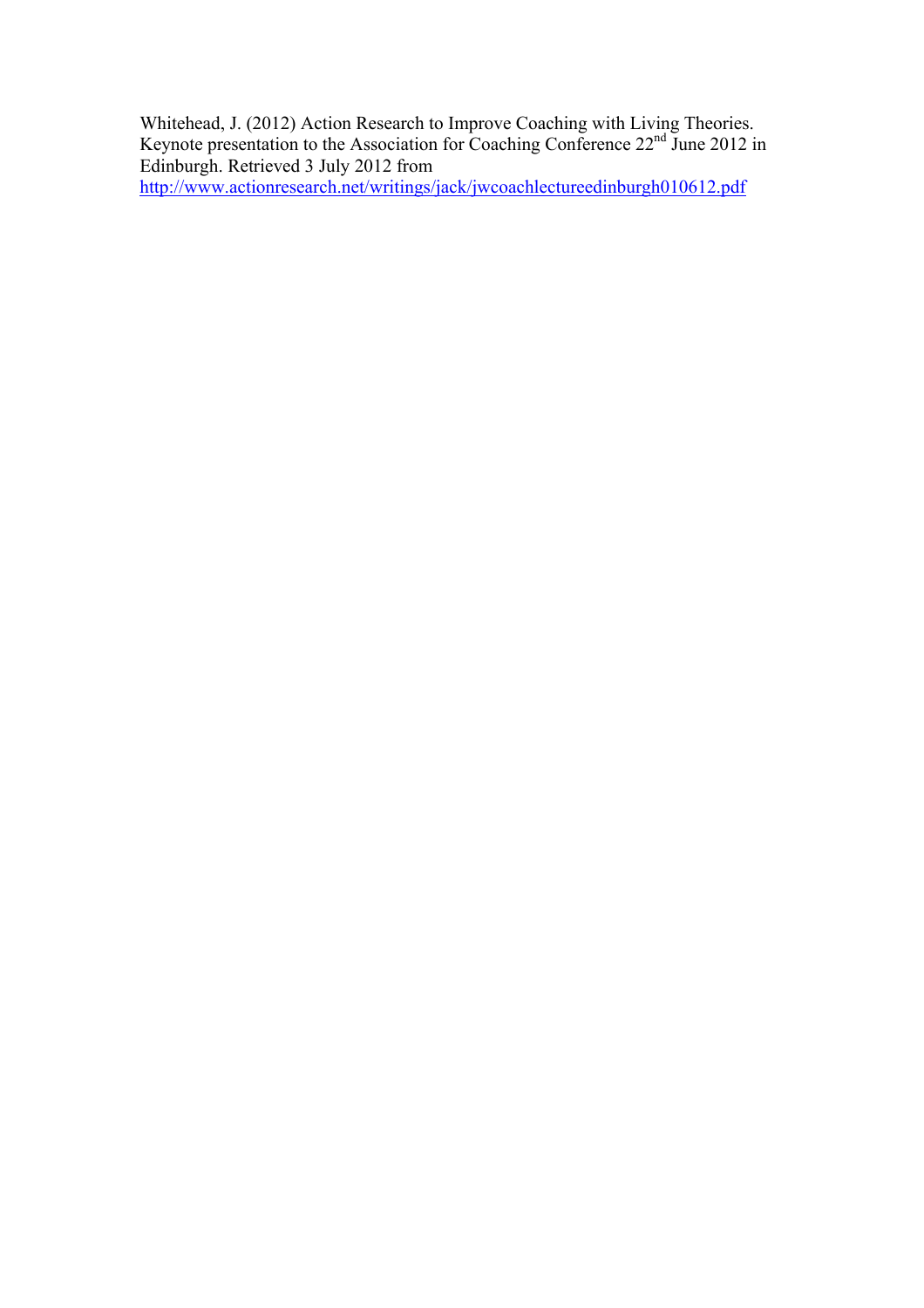Whitehead, J. (2012) Action Research to Improve Coaching with Living Theories. Keynote presentation to the Association for Coaching Conference 22nd June 2012 in Edinburgh. Retrieved 3 July 2012 from http://www.actionresearch.net/writings/jack/jwcoachlectureedinburgh010612.pdf